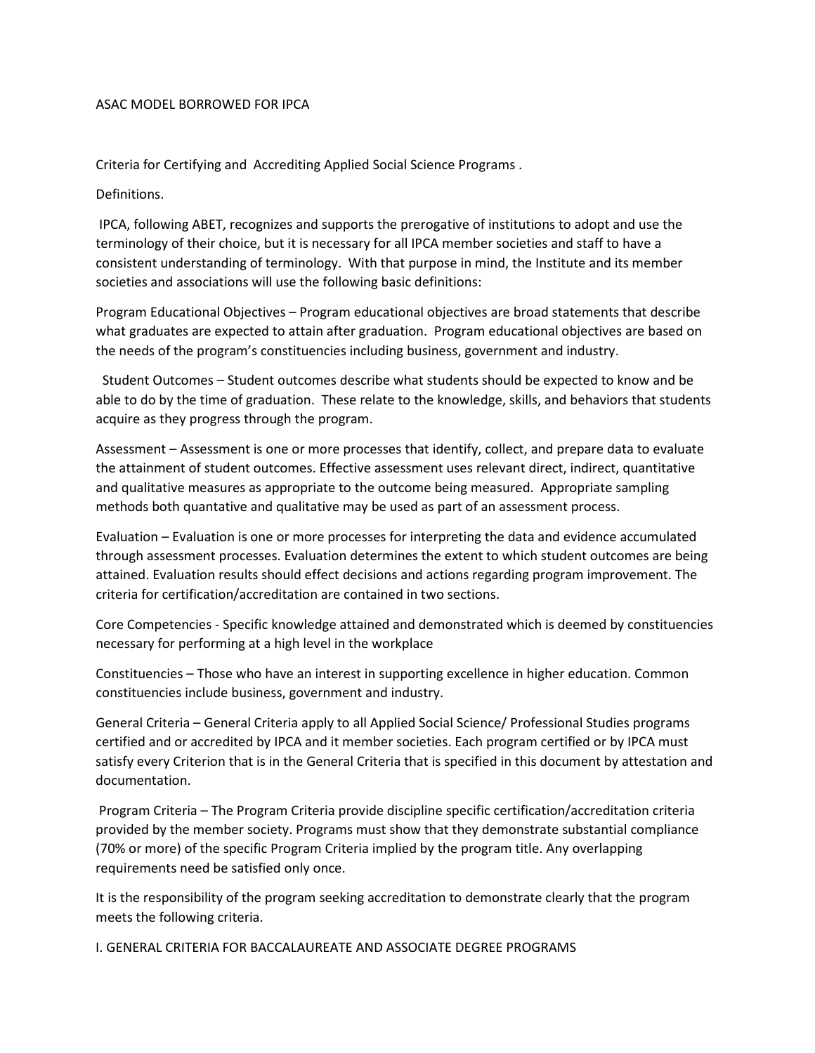# ASAC MODEL BORROWED FOR IPCA

## Criteria for Certifying and Accrediting Applied Social Science Programs .

### Definitions.

IPCA, following ABET, recognizes and supports the prerogative of institutions to adopt and use the terminology of their choice, but it is necessary for all IPCA member societies and staff to have a consistent understanding of terminology. With that purpose in mind, the Institute and its member societies and associations will use the following basic definitions:

Program Educational Objectives – Program educational objectives are broad statements that describe what graduates are expected to attain after graduation. Program educational objectives are based on the needs of the program's constituencies including business, government and industry.

Student Outcomes – Student outcomes describe what students should be expected to know and be able to do by the time of graduation. These relate to the knowledge, skills, and behaviors that students acquire as they progress through the program.

Assessment – Assessment is one or more processes that identify, collect, and prepare data to evaluate the attainment of student outcomes. Effective assessment uses relevant direct, indirect, quantitative and qualitative measures as appropriate to the outcome being measured. Appropriate sampling methods both quantative and qualitative may be used as part of an assessment process.

Evaluation – Evaluation is one or more processes for interpreting the data and evidence accumulated through assessment processes. Evaluation determines the extent to which student outcomes are being attained. Evaluation results should effect decisions and actions regarding program improvement. The criteria for certification/accreditation are contained in two sections.

Core Competencies - Specific knowledge attained and demonstrated which is deemed by constituencies necessary for performing at a high level in the workplace

Constituencies – Those who have an interest in supporting excellence in higher education. Common constituencies include business, government and industry.

General Criteria – General Criteria apply to all Applied Social Science/ Professional Studies programs certified and or accredited by IPCA and it member societies. Each program certified or by IPCA must satisfy every Criterion that is in the General Criteria that is specified in this document by attestation and documentation.

Program Criteria – The Program Criteria provide discipline specific certification/accreditation criteria provided by the member society. Programs must show that they demonstrate substantial compliance (70% or more) of the specific Program Criteria implied by the program title. Any overlapping requirements need be satisfied only once.

It is the responsibility of the program seeking accreditation to demonstrate clearly that the program meets the following criteria.

## I. GENERAL CRITERIA FOR BACCALAUREATE AND ASSOCIATE DEGREE PROGRAMS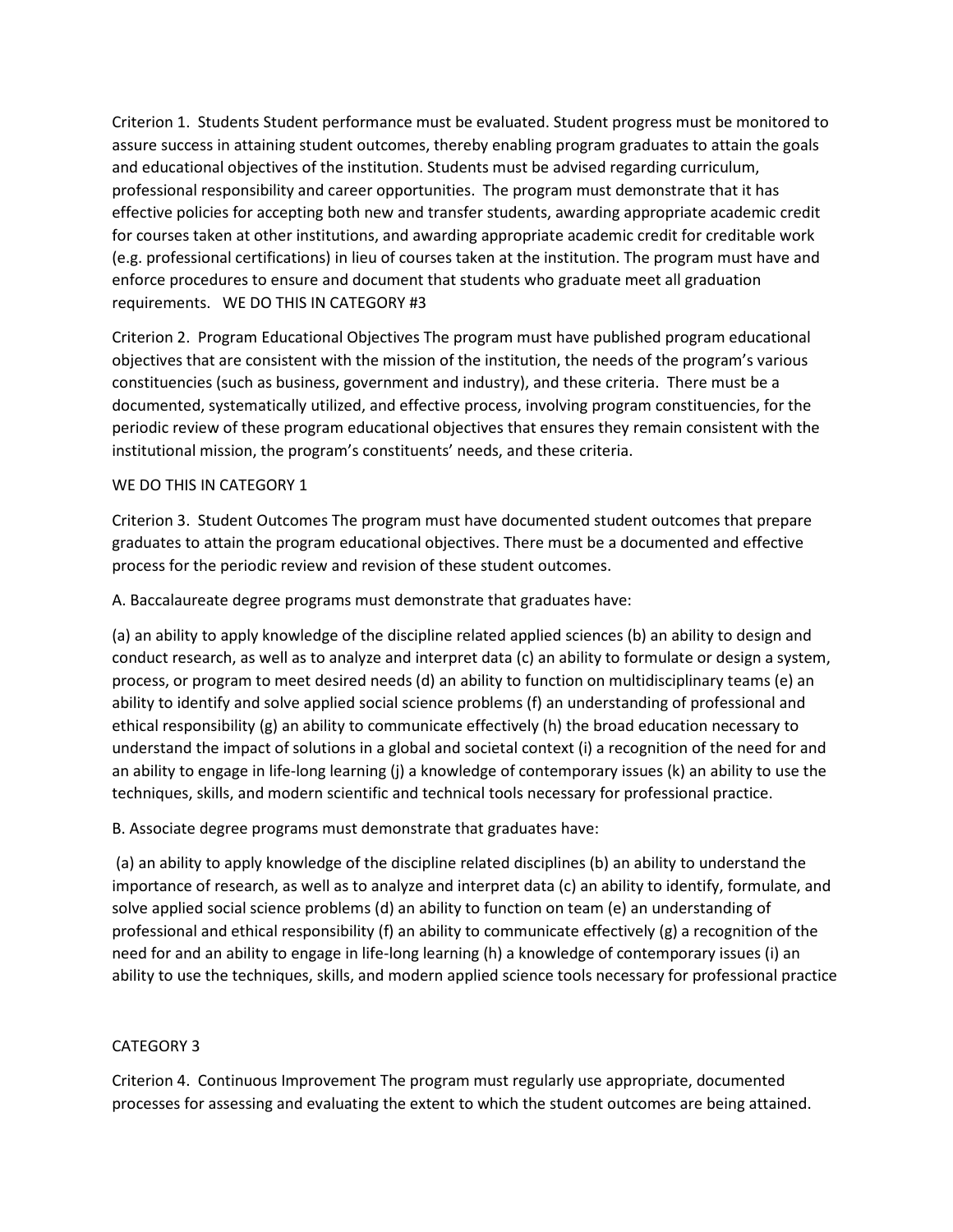Criterion 1. Students Student performance must be evaluated. Student progress must be monitored to assure success in attaining student outcomes, thereby enabling program graduates to attain the goals and educational objectives of the institution. Students must be advised regarding curriculum, professional responsibility and career opportunities. The program must demonstrate that it has effective policies for accepting both new and transfer students, awarding appropriate academic credit for courses taken at other institutions, and awarding appropriate academic credit for creditable work (e.g. professional certifications) in lieu of courses taken at the institution. The program must have and enforce procedures to ensure and document that students who graduate meet all graduation requirements. WE DO THIS IN CATEGORY #3

Criterion 2. Program Educational Objectives The program must have published program educational objectives that are consistent with the mission of the institution, the needs of the program's various constituencies (such as business, government and industry), and these criteria. There must be a documented, systematically utilized, and effective process, involving program constituencies, for the periodic review of these program educational objectives that ensures they remain consistent with the institutional mission, the program's constituents' needs, and these criteria.

WE DO THIS IN CATEGORY 1

Criterion 3. Student Outcomes The program must have documented student outcomes that prepare graduates to attain the program educational objectives. There must be a documented and effective process for the periodic review and revision of these student outcomes.

A. Baccalaureate degree programs must demonstrate that graduates have:

(a) an ability to apply knowledge of the discipline related applied sciences (b) an ability to design and conduct research, as well as to analyze and interpret data (c) an ability to formulate or design a system, process, or program to meet desired needs (d) an ability to function on multidisciplinary teams (e) an ability to identify and solve applied social science problems (f) an understanding of professional and ethical responsibility (g) an ability to communicate effectively (h) the broad education necessary to understand the impact of solutions in a global and societal context (i) a recognition of the need for and an ability to engage in life-long learning (j) a knowledge of contemporary issues (k) an ability to use the techniques, skills, and modern scientific and technical tools necessary for professional practice.

B. Associate degree programs must demonstrate that graduates have:

(a) an ability to apply knowledge of the discipline related disciplines (b) an ability to understand the importance of research, as well as to analyze and interpret data (c) an ability to identify, formulate, and solve applied social science problems (d) an ability to function on team (e) an understanding of professional and ethical responsibility (f) an ability to communicate effectively (g) a recognition of the need for and an ability to engage in life-long learning (h) a knowledge of contemporary issues (i) an ability to use the techniques, skills, and modern applied science tools necessary for professional practice

CATEGORY 3

Criterion 4. Continuous Improvement The program must regularly use appropriate, documented processes for assessing and evaluating the extent to which the student outcomes are being attained.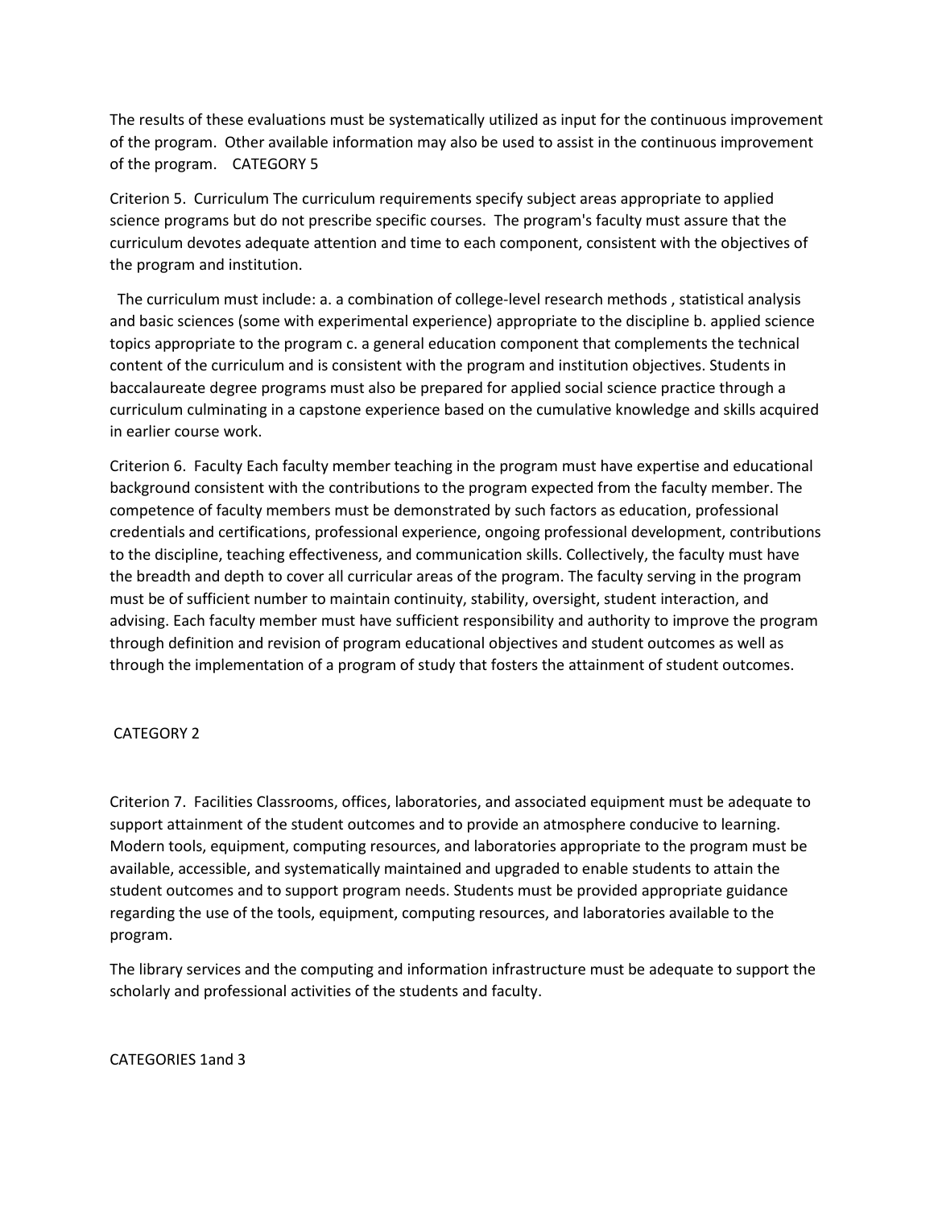The results of these evaluations must be systematically utilized as input for the continuous improvement of the program. Other available information may also be used to assist in the continuous improvement of the program. CATEGORY 5

Criterion 5. Curriculum The curriculum requirements specify subject areas appropriate to applied science programs but do not prescribe specific courses. The program's faculty must assure that the curriculum devotes adequate attention and time to each component, consistent with the objectives of the program and institution.

The curriculum must include: a. a combination of college-level research methods , statistical analysis and basic sciences (some with experimental experience) appropriate to the discipline b. applied science topics appropriate to the program c. a general education component that complements the technical content of the curriculum and is consistent with the program and institution objectives. Students in baccalaureate degree programs must also be prepared for applied social science practice through a curriculum culminating in a capstone experience based on the cumulative knowledge and skills acquired in earlier course work.

Criterion 6. Faculty Each faculty member teaching in the program must have expertise and educational background consistent with the contributions to the program expected from the faculty member. The competence of faculty members must be demonstrated by such factors as education, professional credentials and certifications, professional experience, ongoing professional development, contributions to the discipline, teaching effectiveness, and communication skills. Collectively, the faculty must have the breadth and depth to cover all curricular areas of the program. The faculty serving in the program must be of sufficient number to maintain continuity, stability, oversight, student interaction, and advising. Each faculty member must have sufficient responsibility and authority to improve the program through definition and revision of program educational objectives and student outcomes as well as through the implementation of a program of study that fosters the attainment of student outcomes.

CATEGORY 2

Criterion 7. Facilities Classrooms, offices, laboratories, and associated equipment must be adequate to support attainment of the student outcomes and to provide an atmosphere conducive to learning. Modern tools, equipment, computing resources, and laboratories appropriate to the program must be available, accessible, and systematically maintained and upgraded to enable students to attain the student outcomes and to support program needs. Students must be provided appropriate guidance regarding the use of the tools, equipment, computing resources, and laboratories available to the program.

The library services and the computing and information infrastructure must be adequate to support the scholarly and professional activities of the students and faculty.

CATEGORIES 1and 3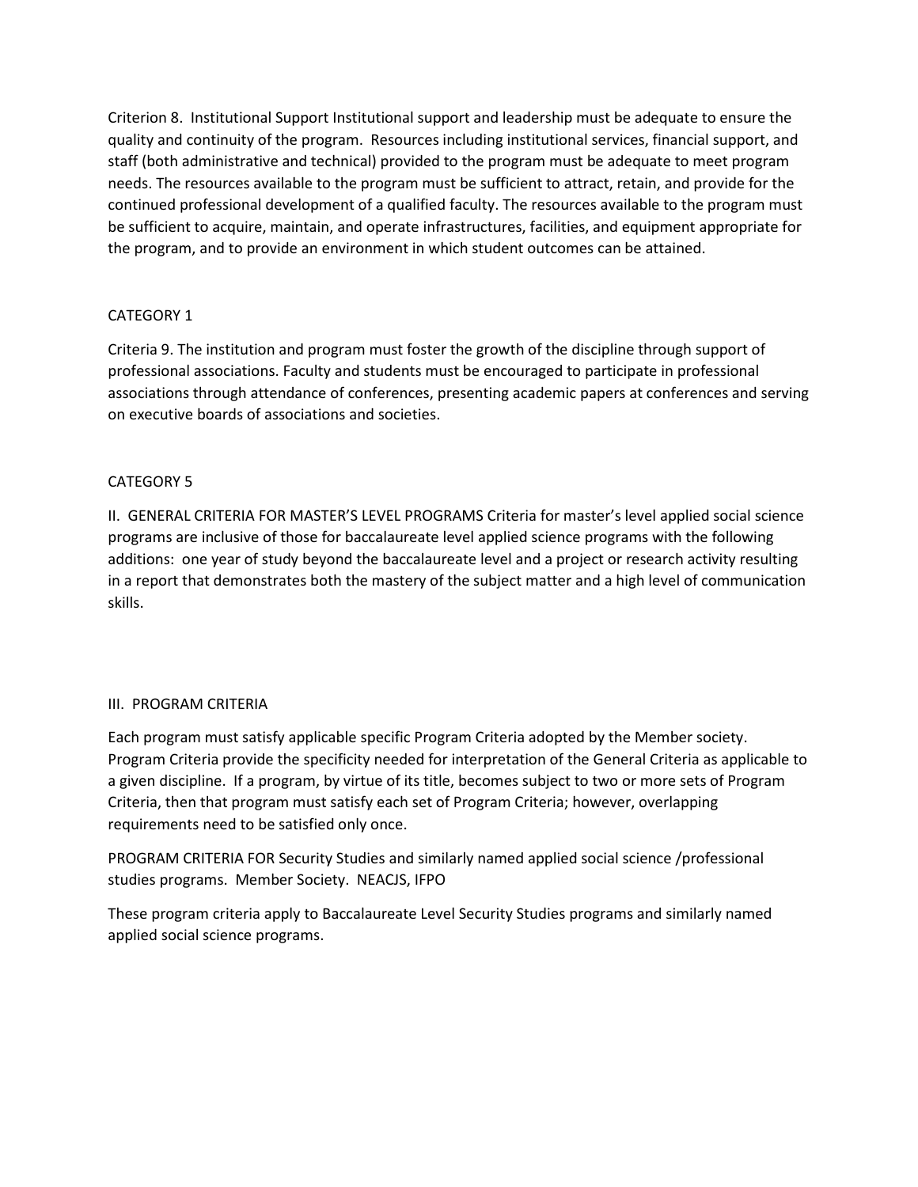Criterion 8. Institutional Support Institutional support and leadership must be adequate to ensure the quality and continuity of the program. Resources including institutional services, financial support, and staff (both administrative and technical) provided to the program must be adequate to meet program needs. The resources available to the program must be sufficient to attract, retain, and provide for the continued professional development of a qualified faculty. The resources available to the program must be sufficient to acquire, maintain, and operate infrastructures, facilities, and equipment appropriate for the program, and to provide an environment in which student outcomes can be attained.

CATEGORY 1

Criteria 9. The institution and program must foster the growth of the discipline through support of professional associations. Faculty and students must be encouraged to participate in professional associations through attendance of conferences, presenting academic papers at conferences and serving on executive boards of associations and societies.

CATEGORY 5

II. GENERAL CRITERIA FOR MASTER'S LEVEL PROGRAMS Criteria for master's level applied social science programs are inclusive of those for baccalaureate level applied science programs with the following additions: one year of study beyond the baccalaureate level and a project or research activity resulting in a report that demonstrates both the mastery of the subject matter and a high level of communication skills.

III. PROGRAM CRITERIA

Each program must satisfy applicable specific Program Criteria adopted by the Member society. Program Criteria provide the specificity needed for interpretation of the General Criteria as applicable to a given discipline. If a program, by virtue of its title, becomes subject to two or more sets of Program Criteria, then that program must satisfy each set of Program Criteria; however, overlapping requirements need to be satisfied only once.

PROGRAM CRITERIA FOR Security Studies and similarly named applied social science /professional studies programs. Member Society. NEACJS, IFPO

These program criteria apply to Baccalaureate Level Security Studies programs and similarly named applied social science programs.